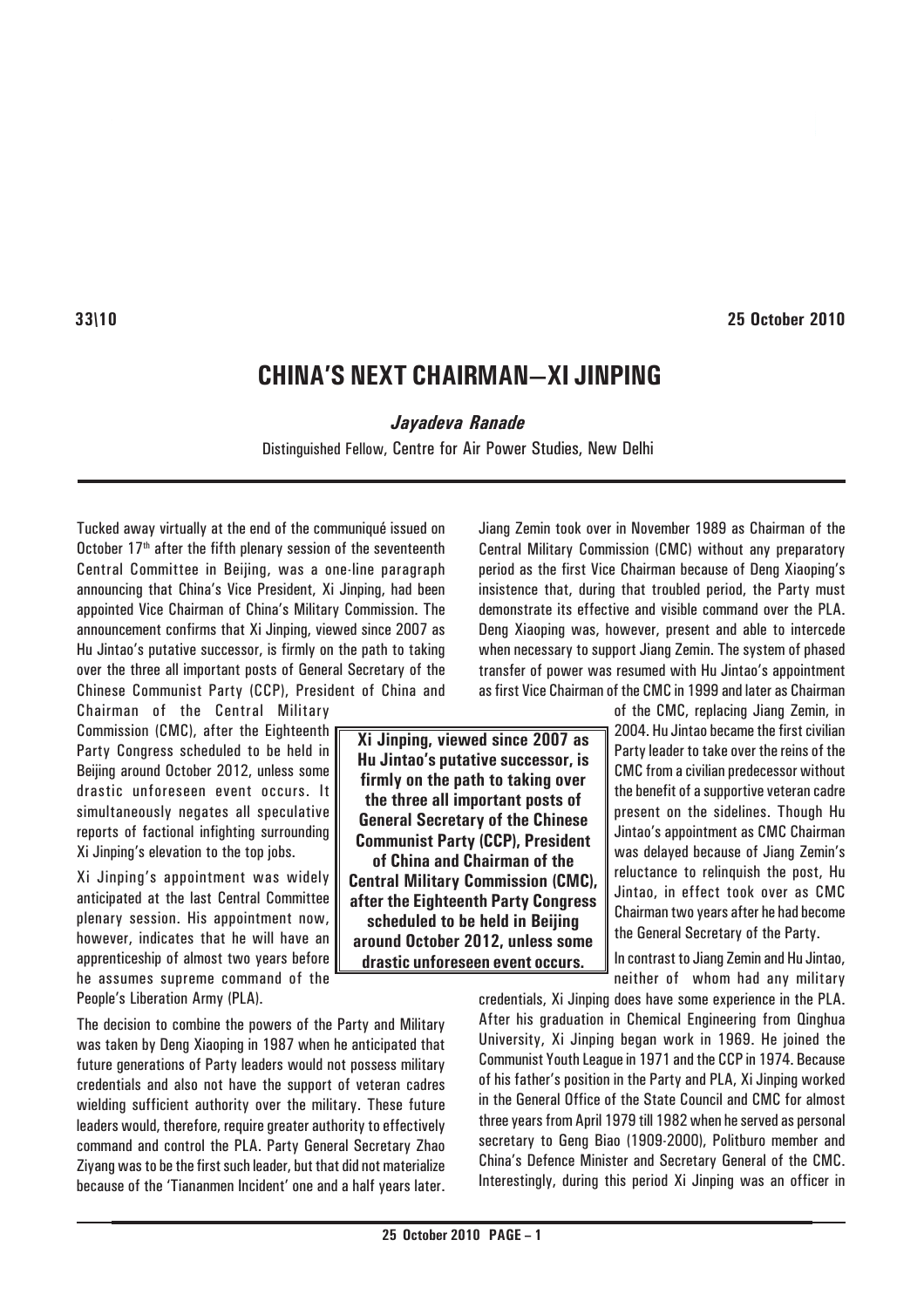33\10 **25 October 2010**

# CHINA'S NEXT CHAIRMAN—XI JINPING

***Jayadeva Ranade***

Distinguished Fellow, Centre for Air Power Studies, New Delhi

Tucked away virtually at the end of the communiqué issued on October 17th after the fifth plenary session of the seventeenth Central Committee in Beijing, was a one-line paragraph announcing that China's Vice President, Xi Jinping, had been appointed Vice Chairman of China's Military Commission. The announcement confirms that Xi Jinping, viewed since 2007 as Hu Jintao's putative successor, is firmly on the path to taking over the three all important posts of General Secretary of the Chinese Communist Party (CCP), President of China and Chairman of the Central Military Commission (CMC), after the Eighteenth Party Congress scheduled to be held in Beijing around October 2012, unless some drastic unforeseen event occurs. It simultaneously negates all speculative reports of factional infighting surrounding Xi Jinping's elevation to the top jobs.

**Xi Jinping, viewed since 2007 as Hu Jintao's putative successor, is firmly on the path to taking over the three all important posts of General Secretary of the Chinese Communist Party (CCP), President of China and Chairman of the Central Military Commission (CMC), after the Eighteenth Party Congress scheduled to be held in Beijing around October 2012, unless some drastic unforeseen event occurs.**

Xi Jinping's appointment was widely anticipated at the last Central Committee plenary session. His appointment now, however, indicates that he will have an apprenticeship of almost two years before he assumes supreme command of the People's Liberation Army (PLA).

The decision to combine the powers of the Party and Military was taken by Deng Xiaoping in 1987 when he anticipated that future generations of Party leaders would not possess military credentials and also not have the support of veteran cadres wielding sufficient authority over the military. These future leaders would, therefore, require greater authority to effectively command and control the PLA. Party General Secretary Zhao Ziyang was to be the first such leader, but that did not materialize because of the 'Tiananmen Incident' one and a half years later. Jiang Zemin took over in November 1989 as Chairman of the Central Military Commission (CMC) without any preparatory period as the first Vice Chairman because of Deng Xiaoping's insistence that, during that troubled period, the Party must demonstrate its effective and visible command over the PLA. Deng Xiaoping was, however, present and able to intercede when necessary to support Jiang Zemin. The system of phased transfer of power was resumed with Hu Jintao's appointment as first Vice Chairman of the CMC in 1999 and later as Chairman of the CMC, replacing Jiang Zemin, in 2004. Hu Jintao became the first civilian Party leader to take over the reins of the CMC from a civilian predecessor without the benefit of a supportive veteran cadre present on the sidelines. Though Hu Jintao's appointment as CMC Chairman was delayed because of Jiang Zemin's reluctance to relinquish the post, Hu Jintao, in effect took over as CMC Chairman two years after he had become the General Secretary of the Party.

In contrast to Jiang Zemin and Hu Jintao, neither of whom had any military credentials, Xi Jinping does have some experience in the PLA. After his graduation in Chemical Engineering from Qinghua University, Xi Jinping began work in 1969. He joined the Communist Youth League in 1971 and the CCP in 1974. Because of his father's position in the Party and PLA, Xi Jinping worked in the General Office of the State Council and CMC for almost three years from April 1979 till 1982 when he served as personal secretary to Geng Biao (1909-2000), Politburo member and China's Defence Minister and Secretary General of the CMC. Interestingly, during this period Xi Jinping was an officer in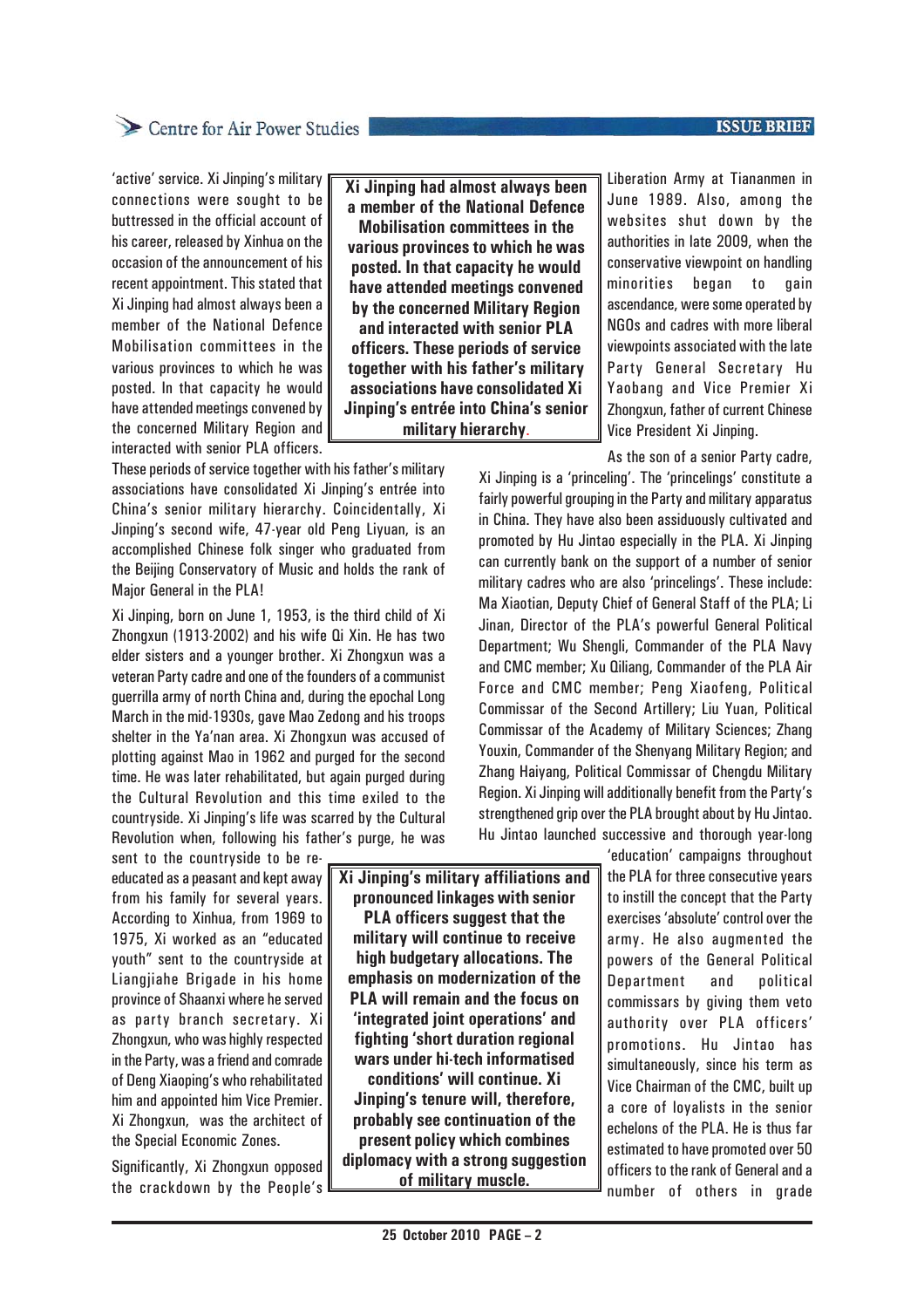'active' service. Xi Jinping's military connections were sought to be buttressed in the official account of his career, released by Xinhua on the occasion of the announcement of his recent appointment. This stated that Xi Jinping had almost always been a member of the National Defence Mobilisation committees in the various provinces to which he was posted. In that capacity he would have attended meetings convened by the concerned Military Region and interacted with senior PLA officers. These periods of service together with his father's military associations have consolidated Xi Jinping's entrée into China's senior military hierarchy. Coincidentally, Xi Jinping's second wife, 47-year old Peng Liyuan, is an accomplished Chinese folk singer who graduated from the Beijing Conservatory of Music and holds the rank of Major General in the PLA!

> **Xi Jinping had almost always been a member of the National Defence Mobilisation committees in the various provinces to which he was posted. In that capacity he would have attended meetings convened by the concerned Military Region and interacted with senior PLA officers. These periods of service together with his father's military associations have consolidated Xi Jinping's entrée into China's senior military hierarchy.**

Xi Jinping, born on June 1, 1953, is the third child of Xi Zhongxun (1913-2002) and his wife Qi Xin. He has two elder sisters and a younger brother. Xi Zhongxun was a veteran Party cadre and one of the founders of a communist guerrilla army of north China and, during the epochal Long March in the mid-1930s, gave Mao Zedong and his troops shelter in the Ya'nan area. Xi Zhongxun was accused of plotting against Mao in 1962 and purged for the second time. He was later rehabilitated, but again purged during the Cultural Revolution and this time exiled to the countryside. Xi Jinping's life was scarred by the Cultural Revolution when, following his father's purge, he was sent to the countryside to be re-educated as a peasant and kept away from his family for several years. According to Xinhua, from 1969 to 1975, Xi worked as an "educated youth" sent to the countryside at Liangjiahe Brigade in his home province of Shaanxi where he served as party branch secretary. Xi Zhongxun, who was highly respected in the Party, was a friend and comrade of Deng Xiaoping's who rehabilitated him and appointed him Vice Premier. Xi Zhongxun, was the architect of the Special Economic Zones.

Significantly, Xi Zhongxun opposed the crackdown by the People's Liberation Army at Tiananmen in June 1989. Also, among the websites shut down by the authorities in late 2009, when the conservative viewpoint on handling minorities began to gain ascendance, were some operated by NGOs and cadres with more liberal viewpoints associated with the late Party General Secretary Hu Yaobang and Vice Premier Xi Zhongxun, father of current Chinese Vice President Xi Jinping.

As the son of a senior Party cadre, Xi Jinping is a 'princeling'. The 'princelings' constitute a fairly powerful grouping in the Party and military apparatus in China. They have also been assiduously cultivated and promoted by Hu Jintao especially in the PLA. Xi Jinping can currently bank on the support of a number of senior military cadres who are also 'princelings'. These include: Ma Xiaotian, Deputy Chief of General Staff of the PLA; Li Jinan, Director of the PLA's powerful General Political Department; Wu Shengli, Commander of the PLA Navy and CMC member; Xu Qiliang, Commander of the PLA Air Force and CMC member; Peng Xiaofeng, Political Commissar of the Second Artillery; Liu Yuan, Political Commissar of the Academy of Military Sciences; Zhang Youxin, Commander of the Shenyang Military Region; and Zhang Haiyang, Political Commissar of Chengdu Military Region. Xi Jinping will additionally benefit from the Party's strengthened grip over the PLA brought about by Hu Jintao. Hu Jintao launched successive and thorough year-long 'education' campaigns throughout the PLA for three consecutive years to instill the concept that the Party exercises 'absolute' control over the army. He also augmented the powers of the General Political Department and political commissars by giving them veto authority over PLA officers' promotions. Hu Jintao has simultaneously, since his term as Vice Chairman of the CMC, built up a core of loyalists in the senior echelons of the PLA. He is thus far estimated to have promoted over 50 officers to the rank of General and a number of others in grade

> **Xi Jinping's military affiliations and pronounced linkages with senior PLA officers suggest that the military will continue to receive high budgetary allocations. The emphasis on modernization of the PLA will remain and the focus on 'integrated joint operations' and fighting 'short duration regional wars under hi-tech informatised conditions' will continue. Xi Jinping's tenure will, therefore, probably see continuation of the present policy which combines diplomacy with a strong suggestion of military muscle.**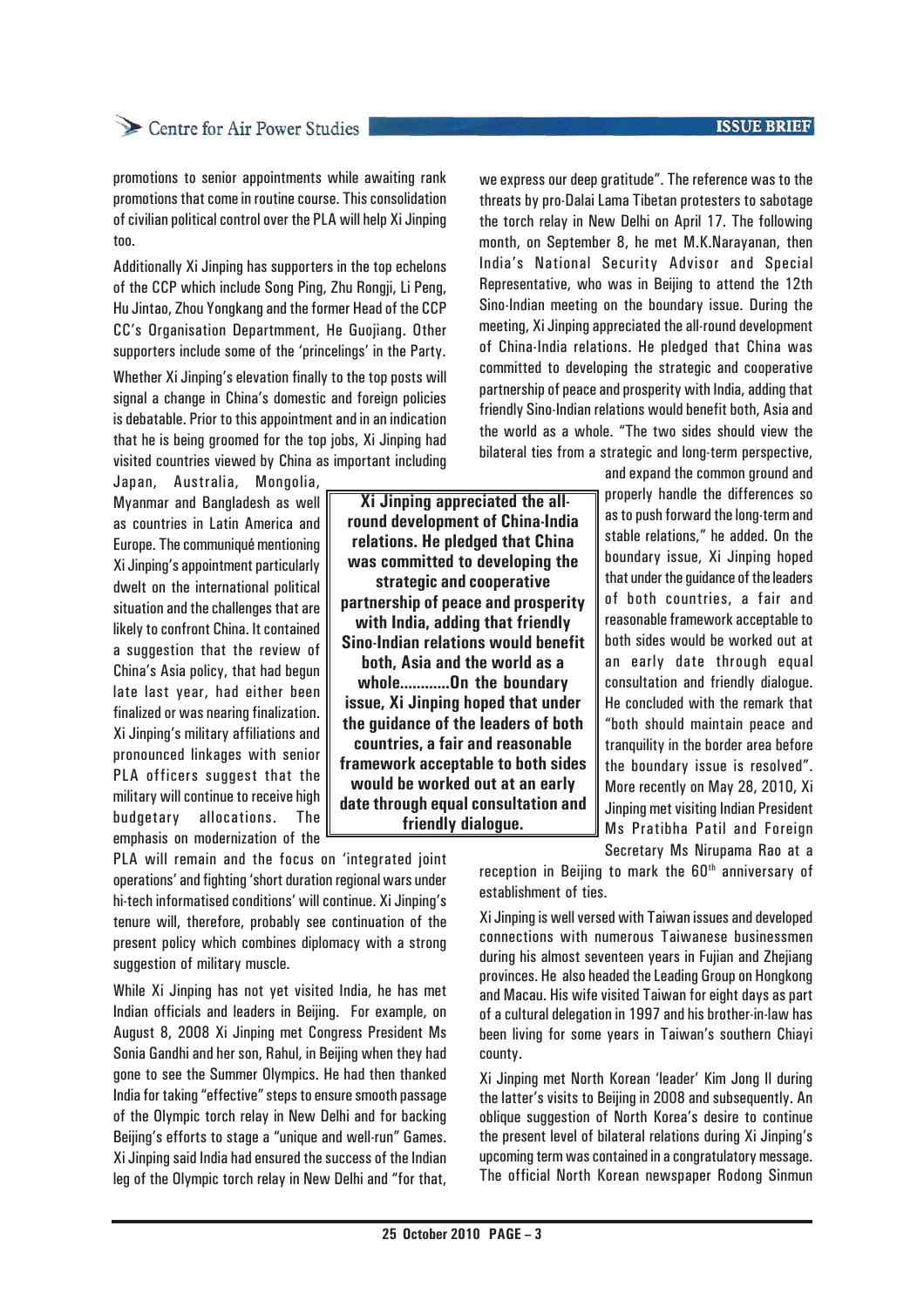promotions to senior appointments while awaiting rank promotions that come in routine course. This consolidation of civilian political control over the PLA will help Xi Jinping too.

Additionally Xi Jinping has supporters in the top echelons of the CCP which include Song Ping, Zhu Rongji, Li Peng, Hu Jintao, Zhou Yongkang and the former Head of the CCP CC's Organisation Departmment, He Guojiang. Other supporters include some of the 'princelings' in the Party.

Whether Xi Jinping's elevation finally to the top posts will signal a change in China's domestic and foreign policies is debatable. Prior to this appointment and in an indication that he is being groomed for the top jobs, Xi Jinping had visited countries viewed by China as important including Japan, Australia, Mongolia, Myanmar and Bangladesh as well as countries in Latin America and Europe. The communiqué mentioning Xi Jinping's appointment particularly dwelt on the international political situation and the challenges that are likely to confront China. It contained a suggestion that the review of China's Asia policy, that had begun late last year, had either been finalized or was nearing finalization. Xi Jinping's military affiliations and pronounced linkages with senior PLA officers suggest that the military will continue to receive high budgetary allocations. The emphasis on modernization of the PLA will remain and the focus on 'integrated joint operations' and fighting 'short duration regional wars under hi-tech informatised conditions' will continue. Xi Jinping's tenure will, therefore, probably see continuation of the present policy which combines diplomacy with a strong suggestion of military muscle.

While Xi Jinping has not yet visited India, he has met Indian officials and leaders in Beijing. For example, on August 8, 2008 Xi Jinping met Congress President Ms Sonia Gandhi and her son, Rahul, in Beijing when they had gone to see the Summer Olympics. He had then thanked India for taking "effective" steps to ensure smooth passage of the Olympic torch relay in New Delhi and for backing Beijing's efforts to stage a "unique and well-run" Games. Xi Jinping said India had ensured the success of the Indian leg of the Olympic torch relay in New Delhi and "for that, we express our deep gratitude". The reference was to the threats by pro-Dalai Lama Tibetan protesters to sabotage the torch relay in New Delhi on April 17. The following month, on September 8, he met M.K.Narayanan, then India's National Security Advisor and Special Representative, who was in Beijing to attend the 12th Sino-Indian meeting on the boundary issue. During the meeting, Xi Jinping appreciated the all-round development of China-India relations. He pledged that China was committed to developing the strategic and cooperative partnership of peace and prosperity with India, adding that friendly Sino-Indian relations would benefit both, Asia and the world as a whole. "The two sides should view the bilateral ties from a strategic and long-term perspective, and expand the common ground and properly handle the differences so as to push forward the long-term and stable relations," he added. On the boundary issue, Xi Jinping hoped that under the guidance of the leaders of both countries, a fair and reasonable framework acceptable to both sides would be worked out at an early date through equal consultation and friendly dialogue. He concluded with the remark that "both should maintain peace and tranquility in the border area before the boundary issue is resolved". More recently on May 28, 2010, Xi Jinping met visiting Indian President Ms Pratibha Patil and Foreign Secretary Ms Nirupama Rao at a reception in Beijing to mark the 60th anniversary of establishment of ties.

**Xi Jinping appreciated the all-round development of China-India relations. He pledged that China was committed to developing the strategic and cooperative partnership of peace and prosperity with India, adding that friendly Sino-Indian relations would benefit both, Asia and the world as a whole............On the boundary issue, Xi Jinping hoped that under the guidance of the leaders of both countries, a fair and reasonable framework acceptable to both sides would be worked out at an early date through equal consultation and friendly dialogue.**

Xi Jinping is well versed with Taiwan issues and developed connections with numerous Taiwanese businessmen during his almost seventeen years in Fujian and Zhejiang provinces. He also headed the Leading Group on Hongkong and Macau. His wife visited Taiwan for eight days as part of a cultural delegation in 1997 and his brother-in-law has been living for some years in Taiwan's southern Chiayi county.

Xi Jinping met North Korean 'leader' Kim Jong Il during the latter's visits to Beijing in 2008 and subsequently. An oblique suggestion of North Korea's desire to continue the present level of bilateral relations during Xi Jinping's upcoming term was contained in a congratulatory message. The official North Korean newspaper Rodong Sinmun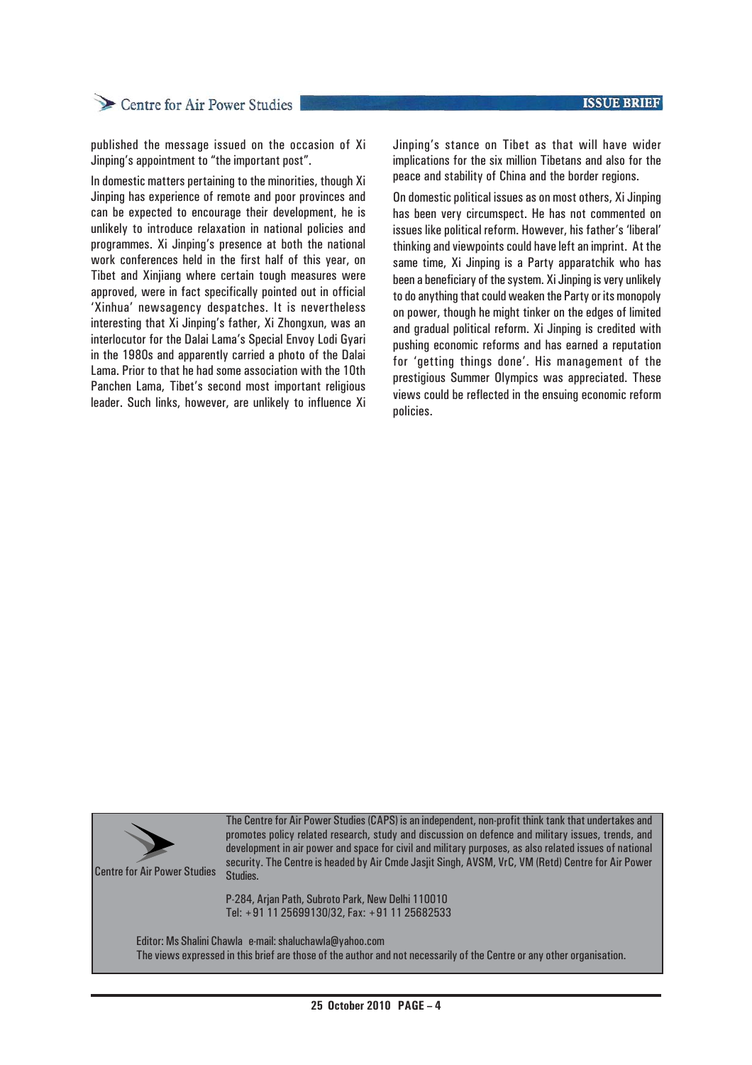published the message issued on the occasion of Xi Jinping's appointment to "the important post".

In domestic matters pertaining to the minorities, though Xi Jinping has experience of remote and poor provinces and can be expected to encourage their development, he is unlikely to introduce relaxation in national policies and programmes. Xi Jinping's presence at both the national work conferences held in the first half of this year, on Tibet and Xinjiang where certain tough measures were approved, were in fact specifically pointed out in official 'Xinhua' newsagency despatches. It is nevertheless interesting that Xi Jinping's father, Xi Zhongxun, was an interlocutor for the Dalai Lama's Special Envoy Lodi Gyari in the 1980s and apparently carried a photo of the Dalai Lama. Prior to that he had some association with the 10th Panchen Lama, Tibet's second most important religious leader. Such links, however, are unlikely to influence Xi Jinping's stance on Tibet as that will have wider implications for the six million Tibetans and also for the peace and stability of China and the border regions.

On domestic political issues as on most others, Xi Jinping has been very circumspect. He has not commented on issues like political reform. However, his father's 'liberal' thinking and viewpoints could have left an imprint. At the same time, Xi Jinping is a Party apparatchik who has been a beneficiary of the system. Xi Jinping is very unlikely to do anything that could weaken the Party or its monopoly on power, though he might tinker on the edges of limited and gradual political reform. Xi Jinping is credited with pushing economic reforms and has earned a reputation for 'getting things done'. His management of the prestigious Summer Olympics was appreciated. These views could be reflected in the ensuing economic reform policies.

Centre for Air Power Studies

The Centre for Air Power Studies (CAPS) is an independent, non-profit think tank that undertakes and promotes policy related research, study and discussion on defence and military issues, trends, and development in air power and space for civil and military purposes, as also related issues of national security. The Centre is headed by Air Cmde Jasjit Singh, AVSM, VrC, VM (Retd) Centre for Air Power Studies.

P-284, Arjan Path, Subroto Park, New Delhi 110010
Tel: +91 11 25699130/32, Fax: +91 11 25682533

Editor: Ms Shalini Chawla e-mail: shaluchawla@yahoo.com
The views expressed in this brief are those of the author and not necessarily of the Centre or any other organisation.

25 October 2010